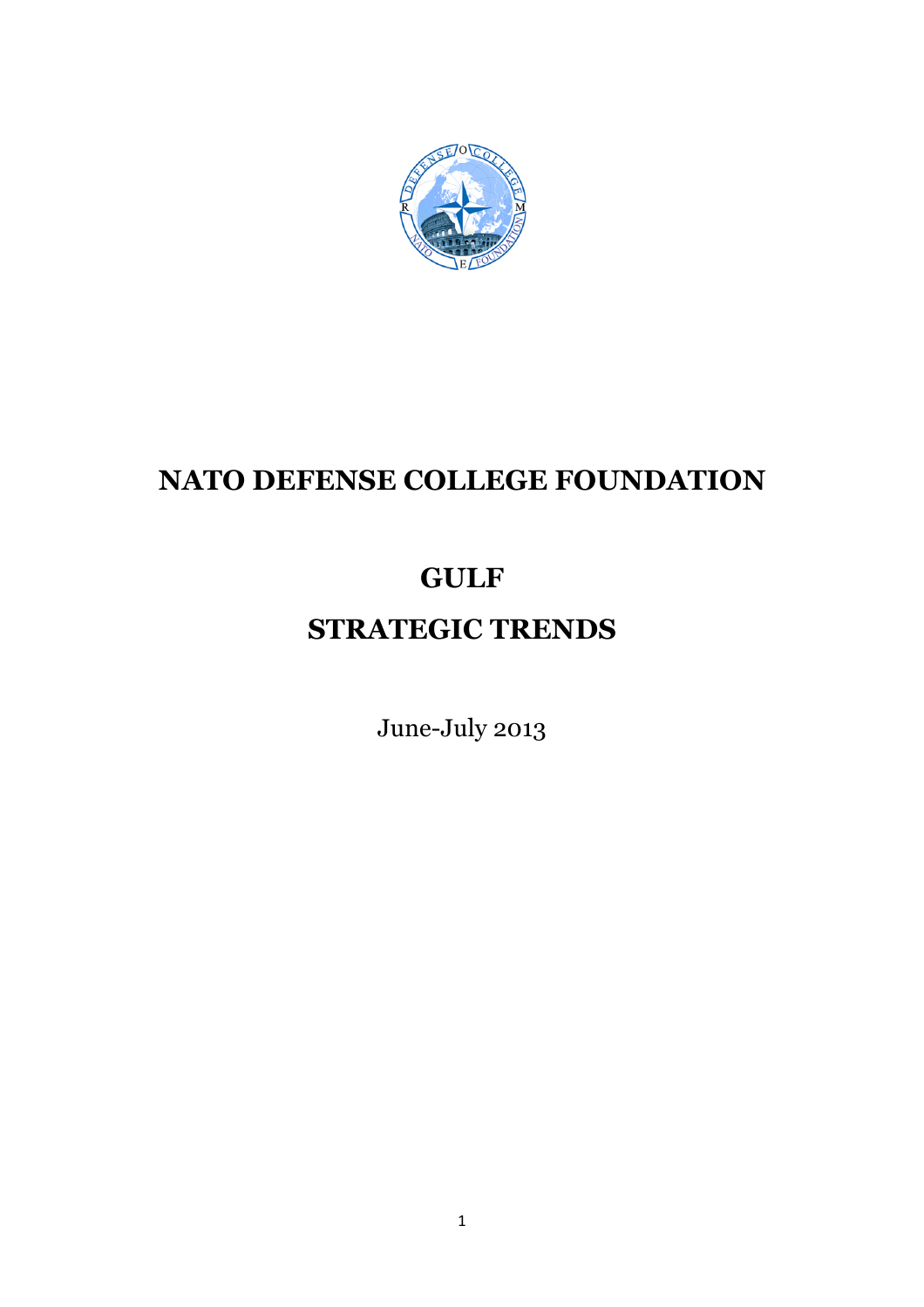# NATO DEFENSE COLLEGE FOUNDATION

## GULF

## STRATEGIC TRENDS

June-July 2013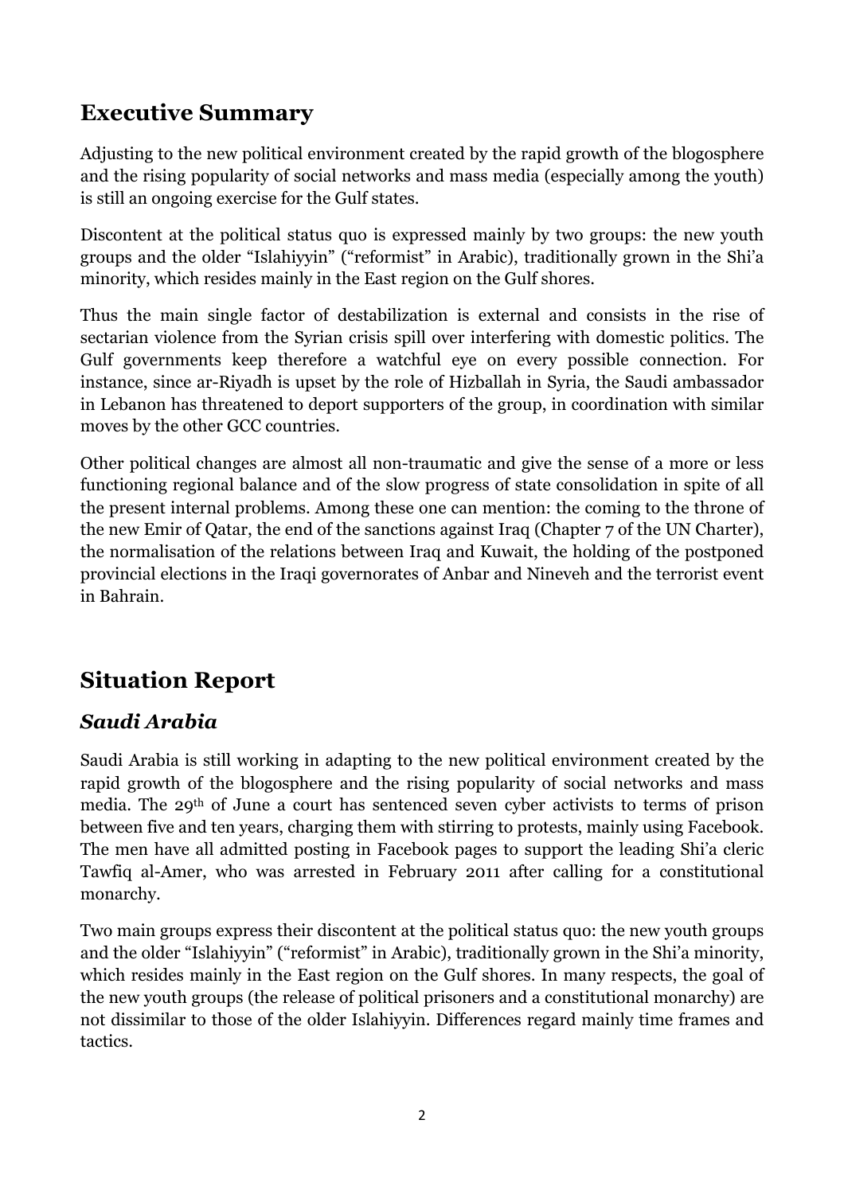## Executive Summary

Adjusting to the new political environment created by the rapid growth of the blogosphere and the rising popularity of social networks and mass media (especially among the youth) is still an ongoing exercise for the Gulf states.

Discontent at the political status quo is expressed mainly by two groups: the new youth groups and the older "Islahiyyin" ("reformist" in Arabic), traditionally grown in the Shi'a minority, which resides mainly in the East region on the Gulf shores.

Thus the main single factor of destabilization is external and consists in the rise of sectarian violence from the Syrian crisis spill over interfering with domestic politics. The Gulf governments keep therefore a watchful eye on every possible connection. For instance, since ar-Riyadh is upset by the role of Hizballah in Syria, the Saudi ambassador in Lebanon has threatened to deport supporters of the group, in coordination with similar moves by the other GCC countries.

Other political changes are almost all non-traumatic and give the sense of a more or less functioning regional balance and of the slow progress of state consolidation in spite of all the present internal problems. Among these one can mention: the coming to the throne of the new Emir of Qatar, the end of the sanctions against Iraq (Chapter 7 of the UN Charter), the normalisation of the relations between Iraq and Kuwait, the holding of the postponed provincial elections in the Iraqi governorates of Anbar and Nineveh and the terrorist event in Bahrain.

## Situation Report

### *Saudi Arabia*

Saudi Arabia is still working in adapting to the new political environment created by the rapid growth of the blogosphere and the rising popularity of social networks and mass media. The 29th of June a court has sentenced seven cyber activists to terms of prison between five and ten years, charging them with stirring to protests, mainly using Facebook. The men have all admitted posting in Facebook pages to support the leading Shi'a cleric Tawfiq al-Amer, who was arrested in February 2011 after calling for a constitutional monarchy.

Two main groups express their discontent at the political status quo: the new youth groups and the older "Islahiyyin" ("reformist" in Arabic), traditionally grown in the Shi'a minority, which resides mainly in the East region on the Gulf shores. In many respects, the goal of the new youth groups (the release of political prisoners and a constitutional monarchy) are not dissimilar to those of the older Islahiyyin. Differences regard mainly time frames and tactics.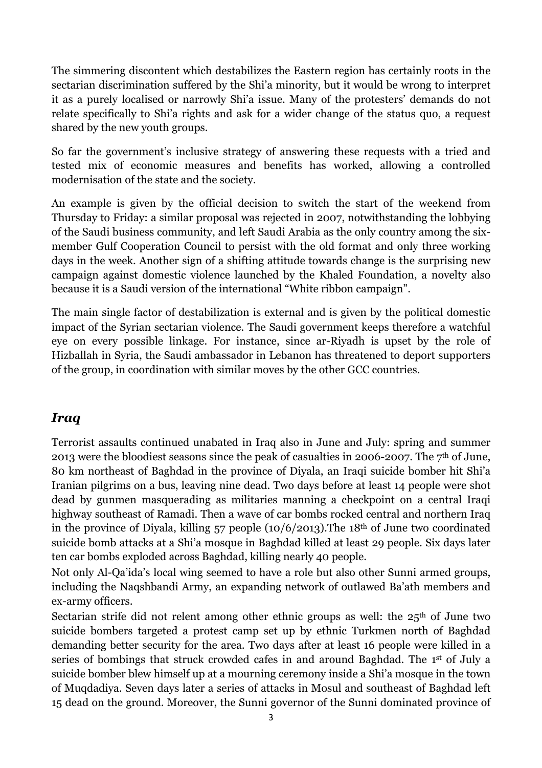The simmering discontent which destabilizes the Eastern region has certainly roots in the sectarian discrimination suffered by the Shi'a minority, but it would be wrong to interpret it as a purely localised or narrowly Shi'a issue. Many of the protesters' demands do not relate specifically to Shi'a rights and ask for a wider change of the status quo, a request shared by the new youth groups.

So far the government's inclusive strategy of answering these requests with a tried and tested mix of economic measures and benefits has worked, allowing a controlled modernisation of the state and the society.

An example is given by the official decision to switch the start of the weekend from Thursday to Friday: a similar proposal was rejected in 2007, notwithstanding the lobbying of the Saudi business community, and left Saudi Arabia as the only country among the six-member Gulf Cooperation Council to persist with the old format and only three working days in the week. Another sign of a shifting attitude towards change is the surprising new campaign against domestic violence launched by the Khaled Foundation, a novelty also because it is a Saudi version of the international "White ribbon campaign".

The main single factor of destabilization is external and is given by the political domestic impact of the Syrian sectarian violence. The Saudi government keeps therefore a watchful eye on every possible linkage. For instance, since ar-Riyadh is upset by the role of Hizballah in Syria, the Saudi ambassador in Lebanon has threatened to deport supporters of the group, in coordination with similar moves by the other GCC countries.

## *Iraq*

Terrorist assaults continued unabated in Iraq also in June and July: spring and summer 2013 were the bloodiest seasons since the peak of casualties in 2006-2007. The 7th of June, 80 km northeast of Baghdad in the province of Diyala, an Iraqi suicide bomber hit Shi'a Iranian pilgrims on a bus, leaving nine dead. Two days before at least 14 people were shot dead by gunmen masquerading as militaries manning a checkpoint on a central Iraqi highway southeast of Ramadi. Then a wave of car bombs rocked central and northern Iraq in the province of Diyala, killing 57 people (10/6/2013).The 18th of June two coordinated suicide bomb attacks at a Shi'a mosque in Baghdad killed at least 29 people. Six days later ten car bombs exploded across Baghdad, killing nearly 40 people.

Not only Al-Qa'ida's local wing seemed to have a role but also other Sunni armed groups, including the Naqshbandi Army, an expanding network of outlawed Ba'ath members and ex-army officers.

Sectarian strife did not relent among other ethnic groups as well: the 25th of June two suicide bombers targeted a protest camp set up by ethnic Turkmen north of Baghdad demanding better security for the area. Two days after at least 16 people were killed in a series of bombings that struck crowded cafes in and around Baghdad. The 1st of July a suicide bomber blew himself up at a mourning ceremony inside a Shi'a mosque in the town of Muqdadiya. Seven days later a series of attacks in Mosul and southeast of Baghdad left 15 dead on the ground. Moreover, the Sunni governor of the Sunni dominated province of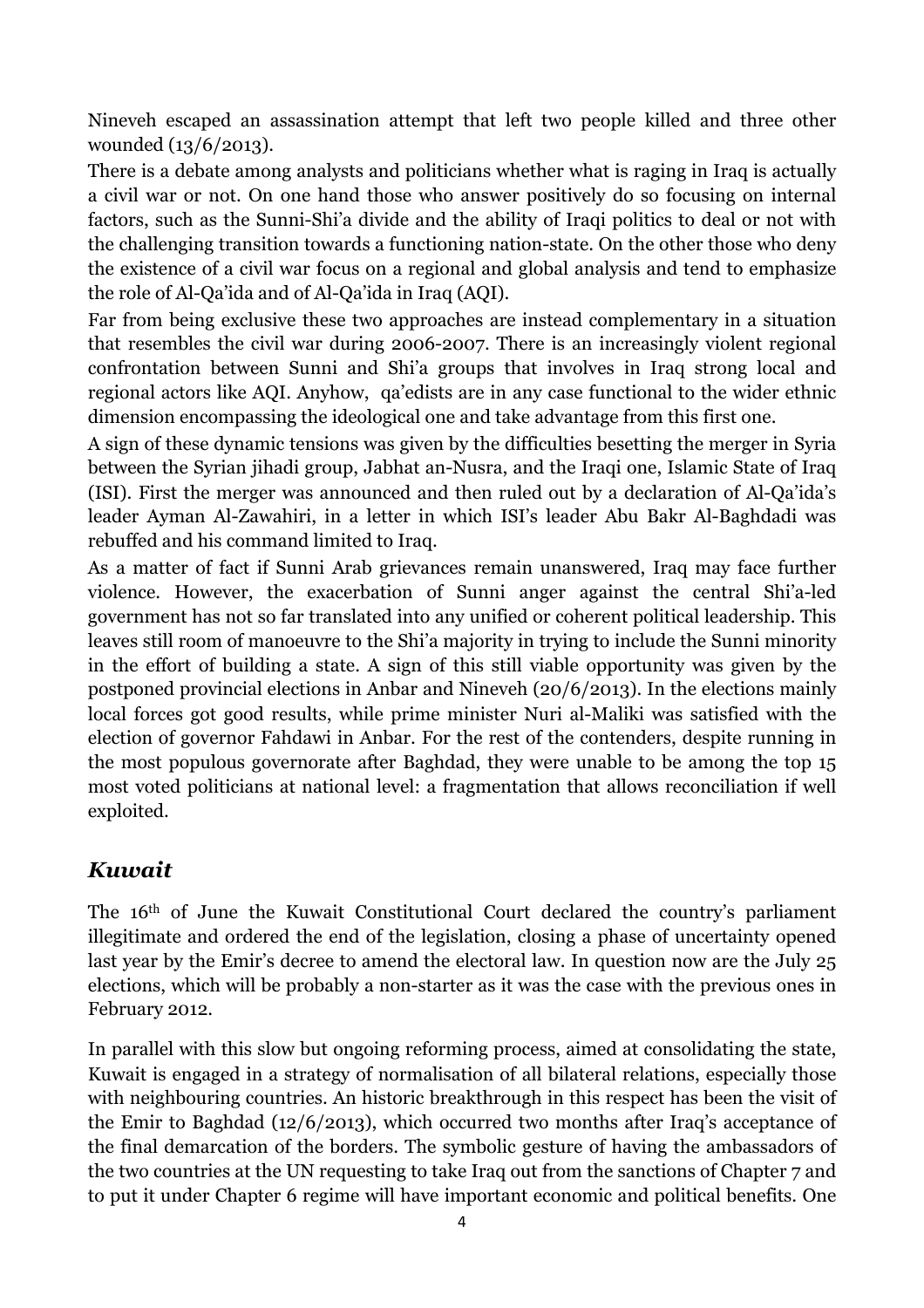Nineveh escaped an assassination attempt that left two people killed and three other wounded (13/6/2013).

There is a debate among analysts and politicians whether what is raging in Iraq is actually a civil war or not. On one hand those who answer positively do so focusing on internal factors, such as the Sunni-Shi'a divide and the ability of Iraqi politics to deal or not with the challenging transition towards a functioning nation-state. On the other those who deny the existence of a civil war focus on a regional and global analysis and tend to emphasize the role of Al-Qa'ida and of Al-Qa'ida in Iraq (AQI).

Far from being exclusive these two approaches are instead complementary in a situation that resembles the civil war during 2006-2007. There is an increasingly violent regional confrontation between Sunni and Shi'a groups that involves in Iraq strong local and regional actors like AQI. Anyhow, qa'edists are in any case functional to the wider ethnic dimension encompassing the ideological one and take advantage from this first one.

A sign of these dynamic tensions was given by the difficulties besetting the merger in Syria between the Syrian jihadi group, Jabhat an-Nusra, and the Iraqi one, Islamic State of Iraq (ISI). First the merger was announced and then ruled out by a declaration of Al-Qa'ida's leader Ayman Al-Zawahiri, in a letter in which ISI's leader Abu Bakr Al-Baghdadi was rebuffed and his command limited to Iraq.

As a matter of fact if Sunni Arab grievances remain unanswered, Iraq may face further violence. However, the exacerbation of Sunni anger against the central Shi'a-led government has not so far translated into any unified or coherent political leadership. This leaves still room of manoeuvre to the Shi'a majority in trying to include the Sunni minority in the effort of building a state. A sign of this still viable opportunity was given by the postponed provincial elections in Anbar and Nineveh (20/6/2013). In the elections mainly local forces got good results, while prime minister Nuri al-Maliki was satisfied with the election of governor Fahdawi in Anbar. For the rest of the contenders, despite running in the most populous governorate after Baghdad, they were unable to be among the top 15 most voted politicians at national level: a fragmentation that allows reconciliation if well exploited.

## *Kuwait*

The 16th of June the Kuwait Constitutional Court declared the country's parliament illegitimate and ordered the end of the legislation, closing a phase of uncertainty opened last year by the Emir's decree to amend the electoral law. In question now are the July 25 elections, which will be probably a non-starter as it was the case with the previous ones in February 2012.

In parallel with this slow but ongoing reforming process, aimed at consolidating the state, Kuwait is engaged in a strategy of normalisation of all bilateral relations, especially those with neighbouring countries. An historic breakthrough in this respect has been the visit of the Emir to Baghdad (12/6/2013), which occurred two months after Iraq's acceptance of the final demarcation of the borders. The symbolic gesture of having the ambassadors of the two countries at the UN requesting to take Iraq out from the sanctions of Chapter 7 and to put it under Chapter 6 regime will have important economic and political benefits. One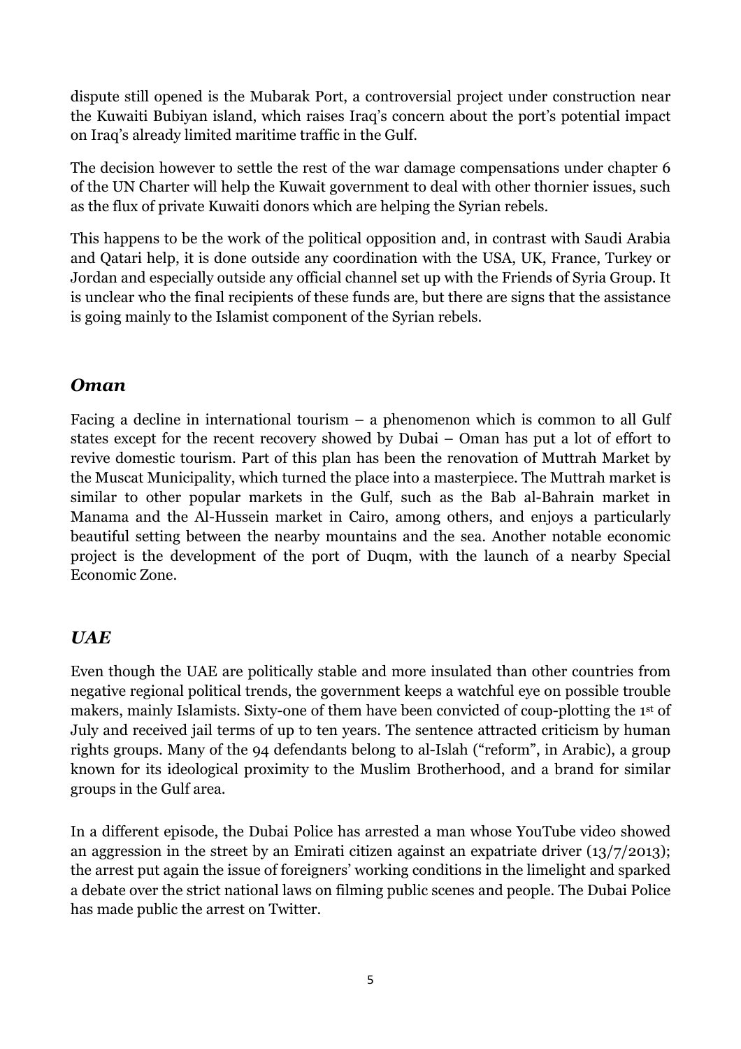dispute still opened is the Mubarak Port, a controversial project under construction near the Kuwaiti Bubiyan island, which raises Iraq's concern about the port's potential impact on Iraq's already limited maritime traffic in the Gulf.

The decision however to settle the rest of the war damage compensations under chapter 6 of the UN Charter will help the Kuwait government to deal with other thornier issues, such as the flux of private Kuwaiti donors which are helping the Syrian rebels.

This happens to be the work of the political opposition and, in contrast with Saudi Arabia and Qatari help, it is done outside any coordination with the USA, UK, France, Turkey or Jordan and especially outside any official channel set up with the Friends of Syria Group. It is unclear who the final recipients of these funds are, but there are signs that the assistance is going mainly to the Islamist component of the Syrian rebels.

## *Oman*

Facing a decline in international tourism – a phenomenon which is common to all Gulf states except for the recent recovery showed by Dubai – Oman has put a lot of effort to revive domestic tourism. Part of this plan has been the renovation of Muttrah Market by the Muscat Municipality, which turned the place into a masterpiece. The Muttrah market is similar to other popular markets in the Gulf, such as the Bab al-Bahrain market in Manama and the Al-Hussein market in Cairo, among others, and enjoys a particularly beautiful setting between the nearby mountains and the sea. Another notable economic project is the development of the port of Duqm, with the launch of a nearby Special Economic Zone.

## *UAE*

Even though the UAE are politically stable and more insulated than other countries from negative regional political trends, the government keeps a watchful eye on possible trouble makers, mainly Islamists. Sixty-one of them have been convicted of coup-plotting the 1st of July and received jail terms of up to ten years. The sentence attracted criticism by human rights groups. Many of the 94 defendants belong to al-Islah ("reform", in Arabic), a group known for its ideological proximity to the Muslim Brotherhood, and a brand for similar groups in the Gulf area.

In a different episode, the Dubai Police has arrested a man whose YouTube video showed an aggression in the street by an Emirati citizen against an expatriate driver (13/7/2013); the arrest put again the issue of foreigners' working conditions in the limelight and sparked a debate over the strict national laws on filming public scenes and people. The Dubai Police has made public the arrest on Twitter.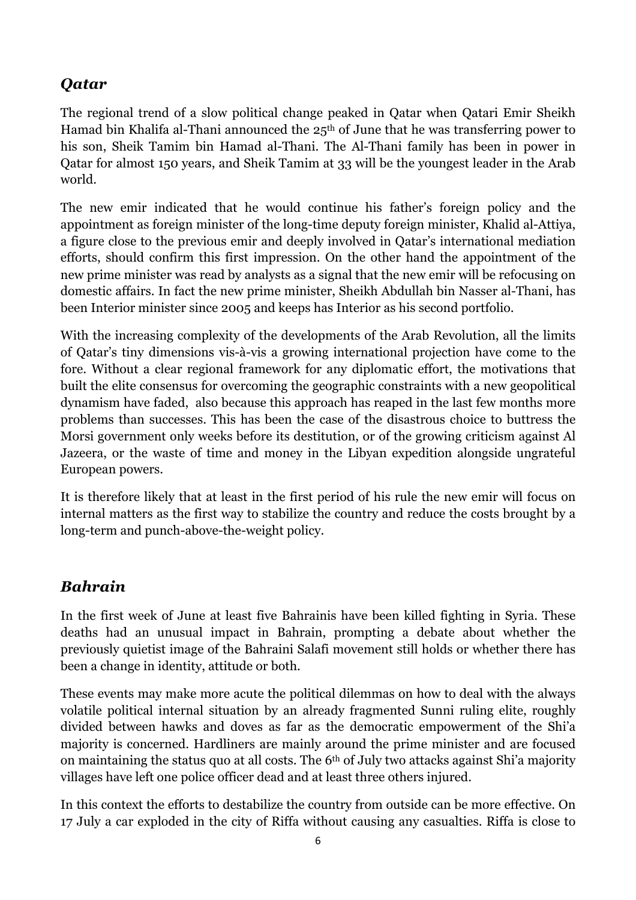## *Qatar*

The regional trend of a slow political change peaked in Qatar when Qatari Emir Sheikh Hamad bin Khalifa al-Thani announced the 25th of June that he was transferring power to his son, Sheik Tamim bin Hamad al-Thani. The Al-Thani family has been in power in Qatar for almost 150 years, and Sheik Tamim at 33 will be the youngest leader in the Arab world.

The new emir indicated that he would continue his father's foreign policy and the appointment as foreign minister of the long-time deputy foreign minister, Khalid al-Attiya, a figure close to the previous emir and deeply involved in Qatar's international mediation efforts, should confirm this first impression. On the other hand the appointment of the new prime minister was read by analysts as a signal that the new emir will be refocusing on domestic affairs. In fact the new prime minister, Sheikh Abdullah bin Nasser al-Thani, has been Interior minister since 2005 and keeps has Interior as his second portfolio.

With the increasing complexity of the developments of the Arab Revolution, all the limits of Qatar's tiny dimensions vis-à-vis a growing international projection have come to the fore. Without a clear regional framework for any diplomatic effort, the motivations that built the elite consensus for overcoming the geographic constraints with a new geopolitical dynamism have faded, also because this approach has reaped in the last few months more problems than successes. This has been the case of the disastrous choice to buttress the Morsi government only weeks before its destitution, or of the growing criticism against Al Jazeera, or the waste of time and money in the Libyan expedition alongside ungrateful European powers.

It is therefore likely that at least in the first period of his rule the new emir will focus on internal matters as the first way to stabilize the country and reduce the costs brought by a long-term and punch-above-the-weight policy.

## *Bahrain*

In the first week of June at least five Bahrainis have been killed fighting in Syria. These deaths had an unusual impact in Bahrain, prompting a debate about whether the previously quietist image of the Bahraini Salafi movement still holds or whether there has been a change in identity, attitude or both.

These events may make more acute the political dilemmas on how to deal with the always volatile political internal situation by an already fragmented Sunni ruling elite, roughly divided between hawks and doves as far as the democratic empowerment of the Shi'a majority is concerned. Hardliners are mainly around the prime minister and are focused on maintaining the status quo at all costs. The 6th of July two attacks against Shi'a majority villages have left one police officer dead and at least three others injured.

In this context the efforts to destabilize the country from outside can be more effective. On 17 July a car exploded in the city of Riffa without causing any casualties. Riffa is close to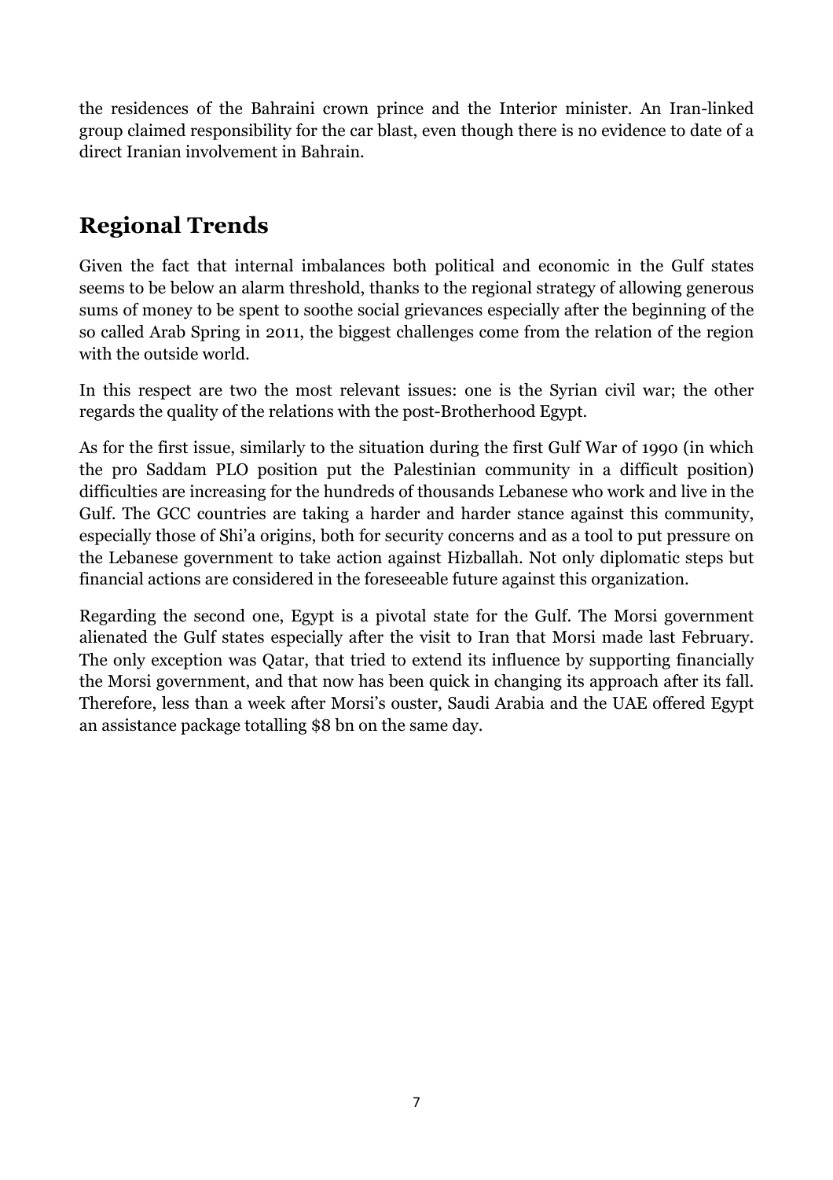the residences of the Bahraini crown prince and the Interior minister. An Iran-linked group claimed responsibility for the car blast, even though there is no evidence to date of a direct Iranian involvement in Bahrain.

## Regional Trends

Given the fact that internal imbalances both political and economic in the Gulf states seems to be below an alarm threshold, thanks to the regional strategy of allowing generous sums of money to be spent to soothe social grievances especially after the beginning of the so called Arab Spring in 2011, the biggest challenges come from the relation of the region with the outside world.

In this respect are two the most relevant issues: one is the Syrian civil war; the other regards the quality of the relations with the post-Brotherhood Egypt.

As for the first issue, similarly to the situation during the first Gulf War of 1990 (in which the pro Saddam PLO position put the Palestinian community in a difficult position) difficulties are increasing for the hundreds of thousands Lebanese who work and live in the Gulf. The GCC countries are taking a harder and harder stance against this community, especially those of Shi'a origins, both for security concerns and as a tool to put pressure on the Lebanese government to take action against Hizballah. Not only diplomatic steps but financial actions are considered in the foreseeable future against this organization.

Regarding the second one, Egypt is a pivotal state for the Gulf. The Morsi government alienated the Gulf states especially after the visit to Iran that Morsi made last February. The only exception was Qatar, that tried to extend its influence by supporting financially the Morsi government, and that now has been quick in changing its approach after its fall. Therefore, less than a week after Morsi's ouster, Saudi Arabia and the UAE offered Egypt an assistance package totalling $8 bn on the same day.